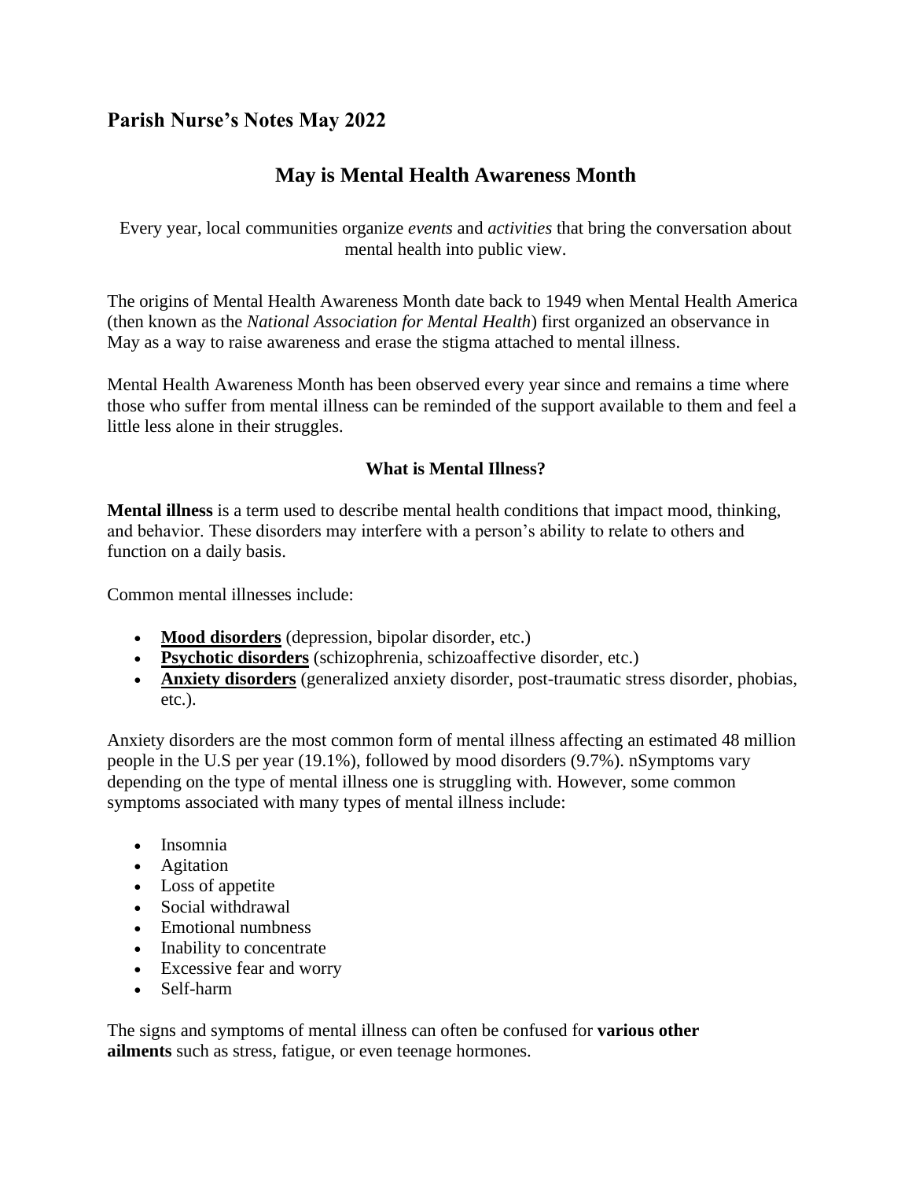## Parish Nurse's Notes May 2022

# May is Mental Health Awareness Month

Every year, local communities organize *events* and *activities* that bring the conversation about mental health into public view.

The origins of Mental Health Awareness Month date back to 1949 when Mental Health America (then known as the *National Association for Mental Health*) first organized an observance in May as a way to raise awareness and erase the stigma attached to mental illness.

Mental Health Awareness Month has been observed every year since and remains a time where those who suffer from mental illness can be reminded of the support available to them and feel a little less alone in their struggles.

### What is Mental Illness?

**Mental illness** is a term used to describe mental health conditions that impact mood, thinking, and behavior. These disorders may interfere with a person's ability to relate to others and function on a daily basis.

Common mental illnesses include:

- **Mood disorders** (depression, bipolar disorder, etc.)
- **Psychotic disorders** (schizophrenia, schizoaffective disorder, etc.)
- **Anxiety disorders** (generalized anxiety disorder, post-traumatic stress disorder, phobias, etc.).

Anxiety disorders are the most common form of mental illness affecting an estimated 48 million people in the U.S per year (19.1%), followed by mood disorders (9.7%). nSymptoms vary depending on the type of mental illness one is struggling with. However, some common symptoms associated with many types of mental illness include:

- Insomnia
- Agitation
- Loss of appetite
- Social withdrawal
- Emotional numbness
- Inability to concentrate
- Excessive fear and worry
- Self-harm

The signs and symptoms of mental illness can often be confused for **various other ailments** such as stress, fatigue, or even teenage hormones.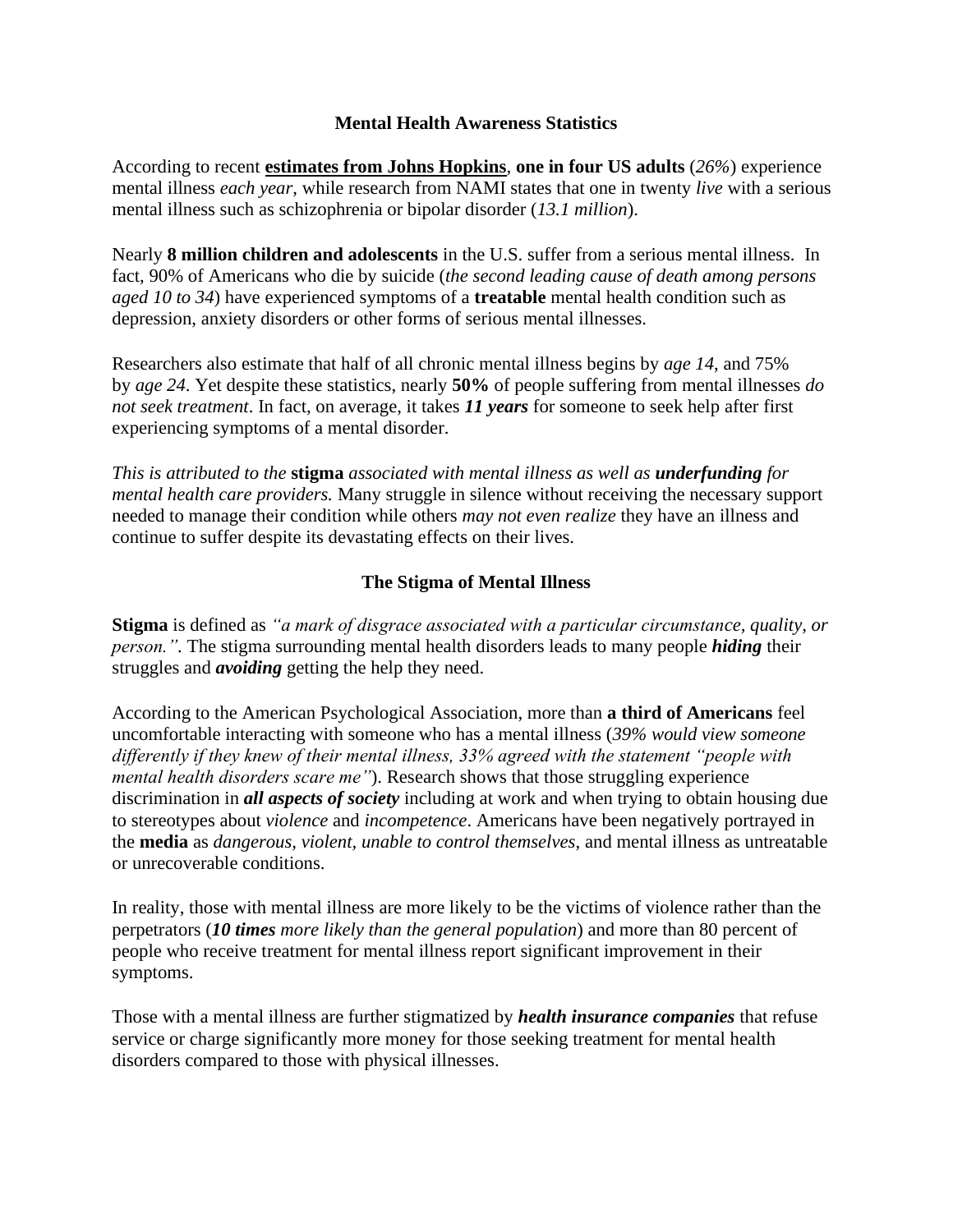## Mental Health Awareness Statistics

According to recent **estimates from Johns Hopkins**, **one in four US adults** (*26%*) experience mental illness *each year*, while research from NAMI states that one in twenty *live* with a serious mental illness such as schizophrenia or bipolar disorder (*13.1 million*).

Nearly **8 million children and adolescents** in the U.S. suffer from a serious mental illness. In fact, 90% of Americans who die by suicide (*the second leading cause of death among persons aged 10 to 34*) have experienced symptoms of a **treatable** mental health condition such as depression, anxiety disorders or other forms of serious mental illnesses.

Researchers also estimate that half of all chronic mental illness begins by *age 14*, and 75% by *age 24*. Yet despite these statistics, nearly **50%** of people suffering from mental illnesses *do not seek treatment*. In fact, on average, it takes ***11 years*** for someone to seek help after first experiencing symptoms of a mental disorder.

*This is attributed to the* **stigma** *associated with mental illness as well as* ***underfunding*** *for mental health care providers.* Many struggle in silence without receiving the necessary support needed to manage their condition while others *may not even realize* they have an illness and continue to suffer despite its devastating effects on their lives.

## The Stigma of Mental Illness

**Stigma** is defined as *"a mark of disgrace associated with a particular circumstance, quality, or person."*. The stigma surrounding mental health disorders leads to many people ***hiding*** their struggles and ***avoiding*** getting the help they need.

According to the American Psychological Association, more than **a third of Americans** feel uncomfortable interacting with someone who has a mental illness (*39% would view someone differently if they knew of their mental illness, 33% agreed with the statement "people with mental health disorders scare me"*). Research shows that those struggling experience discrimination in ***all aspects of society*** including at work and when trying to obtain housing due to stereotypes about *violence* and *incompetence*. Americans have been negatively portrayed in the **media** as *dangerous, violent, unable to control themselves*, and mental illness as untreatable or unrecoverable conditions.

In reality, those with mental illness are more likely to be the victims of violence rather than the perpetrators (***10 times*** *more likely than the general population*) and more than 80 percent of people who receive treatment for mental illness report significant improvement in their symptoms.

Those with a mental illness are further stigmatized by ***health insurance companies*** that refuse service or charge significantly more money for those seeking treatment for mental health disorders compared to those with physical illnesses.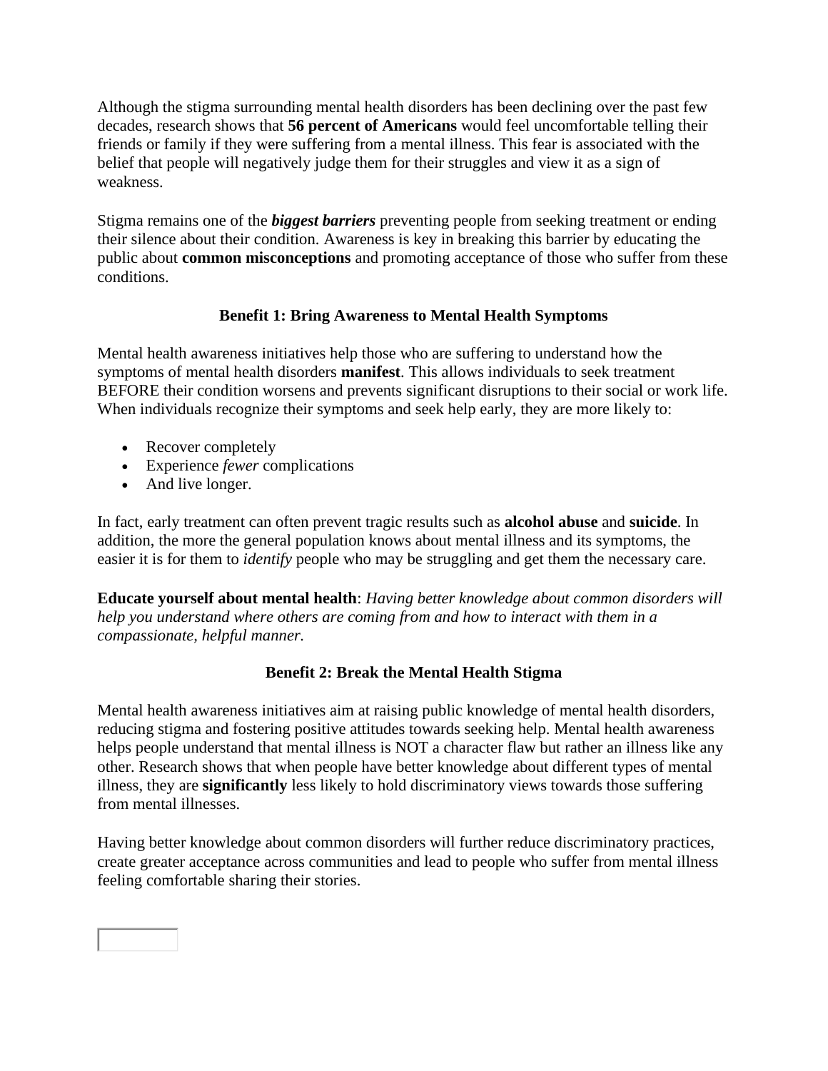Although the stigma surrounding mental health disorders has been declining over the past few decades, research shows that **56 percent of Americans** would feel uncomfortable telling their friends or family if they were suffering from a mental illness. This fear is associated with the belief that people will negatively judge them for their struggles and view it as a sign of weakness.

Stigma remains one of the ***biggest barriers*** preventing people from seeking treatment or ending their silence about their condition. Awareness is key in breaking this barrier by educating the public about **common misconceptions** and promoting acceptance of those who suffer from these conditions.

### Benefit 1: Bring Awareness to Mental Health Symptoms

Mental health awareness initiatives help those who are suffering to understand how the symptoms of mental health disorders **manifest**. This allows individuals to seek treatment BEFORE their condition worsens and prevents significant disruptions to their social or work life. When individuals recognize their symptoms and seek help early, they are more likely to:

- Recover completely
- Experience *fewer* complications
- And live longer.

In fact, early treatment can often prevent tragic results such as **alcohol abuse** and **suicide**. In addition, the more the general population knows about mental illness and its symptoms, the easier it is for them to *identify* people who may be struggling and get them the necessary care.

**Educate yourself about mental health**: *Having better knowledge about common disorders will help you understand where others are coming from and how to interact with them in a compassionate, helpful manner.*

### Benefit 2: Break the Mental Health Stigma

Mental health awareness initiatives aim at raising public knowledge of mental health disorders, reducing stigma and fostering positive attitudes towards seeking help. Mental health awareness helps people understand that mental illness is NOT a character flaw but rather an illness like any other. Research shows that when people have better knowledge about different types of mental illness, they are **significantly** less likely to hold discriminatory views towards those suffering from mental illnesses.

Having better knowledge about common disorders will further reduce discriminatory practices, create greater acceptance across communities and lead to people who suffer from mental illness feeling comfortable sharing their stories.